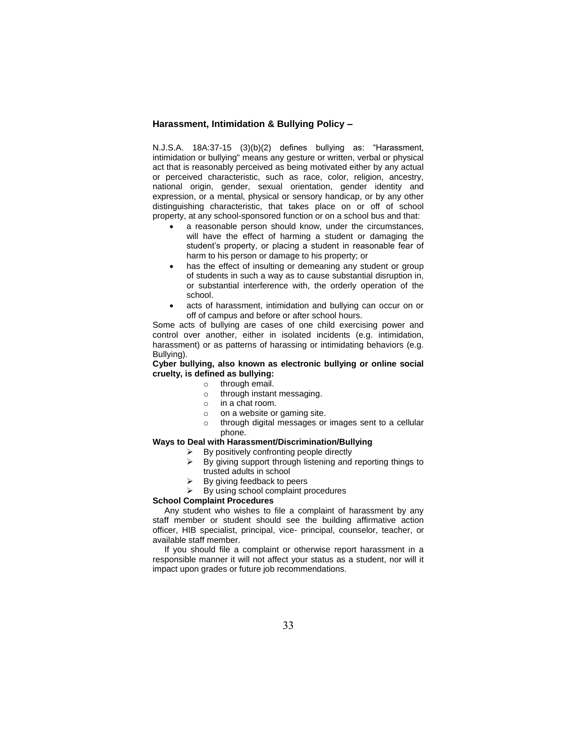## Harassment, Intimidation & Bullying Policy –

N.J.S.A. 18A:37-15 (3)(b)(2) defines bullying as: "Harassment, intimidation or bullying" means any gesture or written, verbal or physical act that is reasonably perceived as being motivated either by any actual or perceived characteristic, such as race, color, religion, ancestry, national origin, gender, sexual orientation, gender identity and expression, or a mental, physical or sensory handicap, or by any other distinguishing characteristic, that takes place on or off of school property, at any school-sponsored function or on a school bus and that:

- a reasonable person should know, under the circumstances, will have the effect of harming a student or damaging the student's property, or placing a student in reasonable fear of harm to his person or damage to his property; or
- has the effect of insulting or demeaning any student or group of students in such a way as to cause substantial disruption in, or substantial interference with, the orderly operation of the school.
- acts of harassment, intimidation and bullying can occur on or off of campus and before or after school hours.

Some acts of bullying are cases of one child exercising power and control over another, either in isolated incidents (e.g. intimidation, harassment) or as patterns of harassing or intimidating behaviors (e.g. Bullying).

**Cyber bullying, also known as electronic bullying or online social cruelty, is defined as bullying:**

- through email.
- through instant messaging.
- in a chat room.
- on a website or gaming site.
- through digital messages or images sent to a cellular phone.

**Ways to Deal with Harassment/Discrimination/Bullying**

- By positively confronting people directly
- By giving support through listening and reporting things to trusted adults in school
- By giving feedback to peers
- By using school complaint procedures

**School Complaint Procedures**

Any student who wishes to file a complaint of harassment by any staff member or student should see the building affirmative action officer, HIB specialist, principal, vice- principal, counselor, teacher, or available staff member.

If you should file a complaint or otherwise report harassment in a responsible manner it will not affect your status as a student, nor will it impact upon grades or future job recommendations.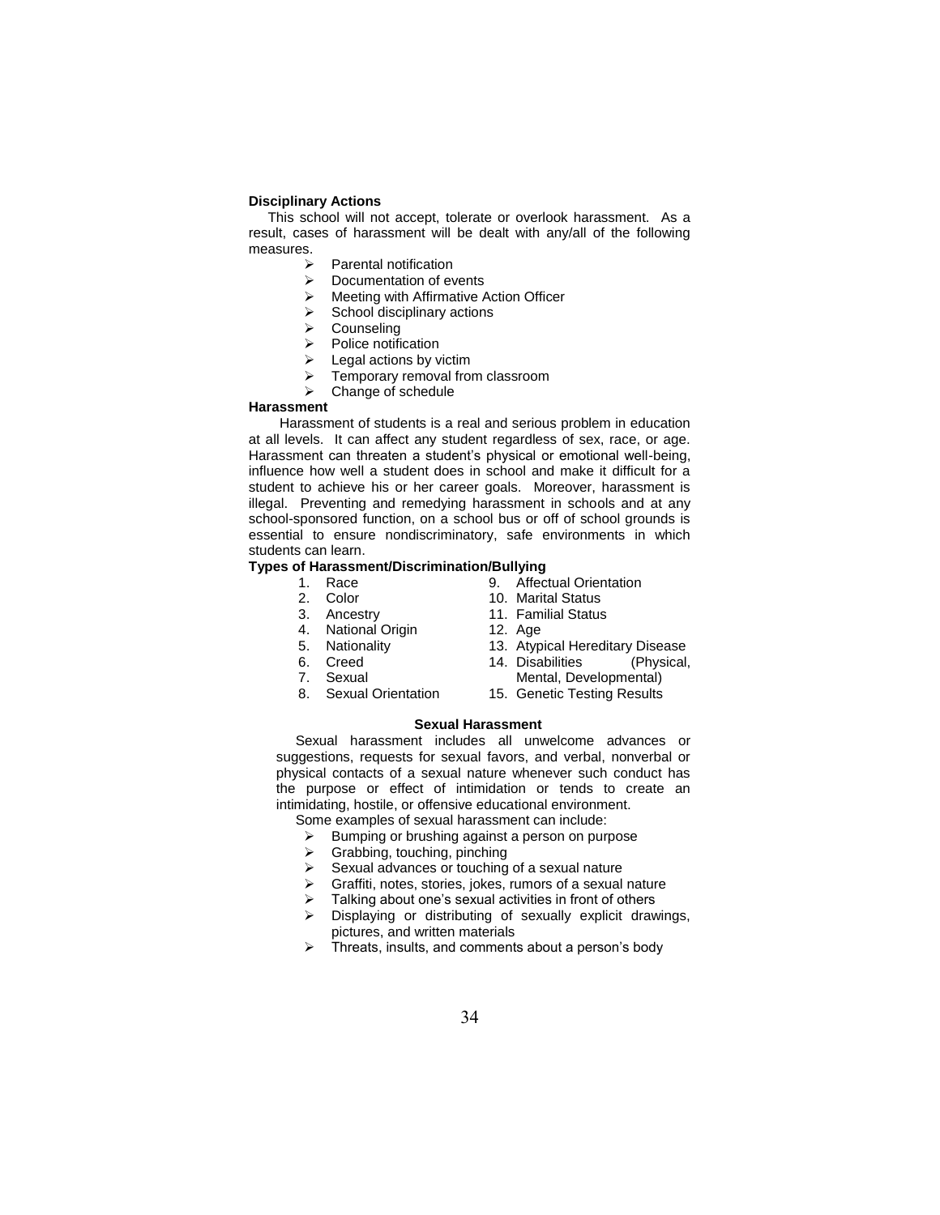**Disciplinary Actions**

This school will not accept, tolerate or overlook harassment. As a result, cases of harassment will be dealt with any/all of the following measures.

- Parental notification
- Documentation of events
- Meeting with Affirmative Action Officer
- School disciplinary actions
- Counseling
- Police notification
- Legal actions by victim
- Temporary removal from classroom
- Change of schedule

**Harassment**

Harassment of students is a real and serious problem in education at all levels. It can affect any student regardless of sex, race, or age. Harassment can threaten a student's physical or emotional well-being, influence how well a student does in school and make it difficult for a student to achieve his or her career goals. Moreover, harassment is illegal. Preventing and remedying harassment in schools and at any school-sponsored function, on a school bus or off of school grounds is essential to ensure nondiscriminatory, safe environments in which students can learn.

**Types of Harassment/Discrimination/Bullying**

1. Race
2. Color
3. Ancestry
4. National Origin
5. Nationality
6. Creed
7. Sexual
8. Sexual Orientation
9. Affectual Orientation
10. Marital Status
11. Familial Status
12. Age
13. Atypical Hereditary Disease
14. Disabilities (Physical, Mental, Developmental)
15. Genetic Testing Results

**Sexual Harassment**

Sexual harassment includes all unwelcome advances or suggestions, requests for sexual favors, and verbal, nonverbal or physical contacts of a sexual nature whenever such conduct has the purpose or effect of intimidation or tends to create an intimidating, hostile, or offensive educational environment.

Some examples of sexual harassment can include:

- Bumping or brushing against a person on purpose
- Grabbing, touching, pinching
- Sexual advances or touching of a sexual nature
- Graffiti, notes, stories, jokes, rumors of a sexual nature
- Talking about one's sexual activities in front of others
- Displaying or distributing of sexually explicit drawings, pictures, and written materials
- Threats, insults, and comments about a person's body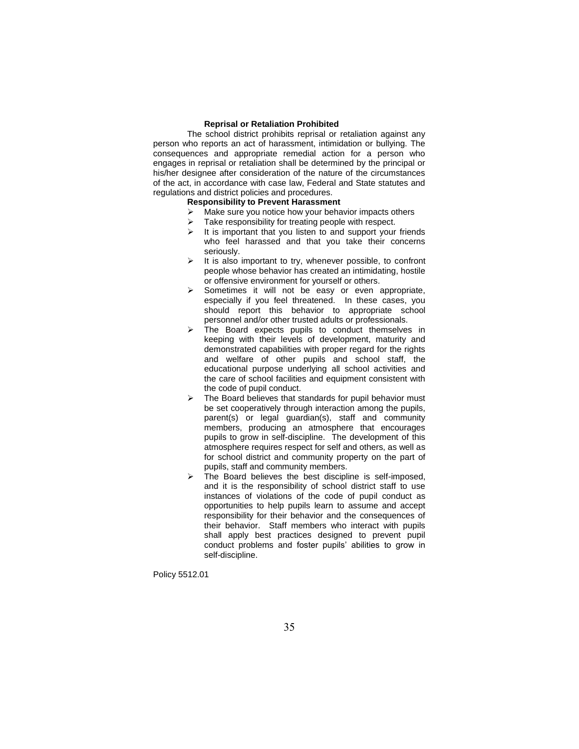**Reprisal or Retaliation Prohibited**

The school district prohibits reprisal or retaliation against any person who reports an act of harassment, intimidation or bullying. The consequences and appropriate remedial action for a person who engages in reprisal or retaliation shall be determined by the principal or his/her designee after consideration of the nature of the circumstances of the act, in accordance with case law, Federal and State statutes and regulations and district policies and procedures.

**Responsibility to Prevent Harassment**

- Make sure you notice how your behavior impacts others
- Take responsibility for treating people with respect.
- It is important that you listen to and support your friends who feel harassed and that you take their concerns seriously.
- It is also important to try, whenever possible, to confront people whose behavior has created an intimidating, hostile or offensive environment for yourself or others.
- Sometimes it will not be easy or even appropriate, especially if you feel threatened. In these cases, you should report this behavior to appropriate school personnel and/or other trusted adults or professionals.
- The Board expects pupils to conduct themselves in keeping with their levels of development, maturity and demonstrated capabilities with proper regard for the rights and welfare of other pupils and school staff, the educational purpose underlying all school activities and the care of school facilities and equipment consistent with the code of pupil conduct.
- The Board believes that standards for pupil behavior must be set cooperatively through interaction among the pupils, parent(s) or legal guardian(s), staff and community members, producing an atmosphere that encourages pupils to grow in self-discipline. The development of this atmosphere requires respect for self and others, as well as for school district and community property on the part of pupils, staff and community members.
- The Board believes the best discipline is self-imposed, and it is the responsibility of school district staff to use instances of violations of the code of pupil conduct as opportunities to help pupils learn to assume and accept responsibility for their behavior and the consequences of their behavior. Staff members who interact with pupils shall apply best practices designed to prevent pupil conduct problems and foster pupils' abilities to grow in self-discipline.

Policy 5512.01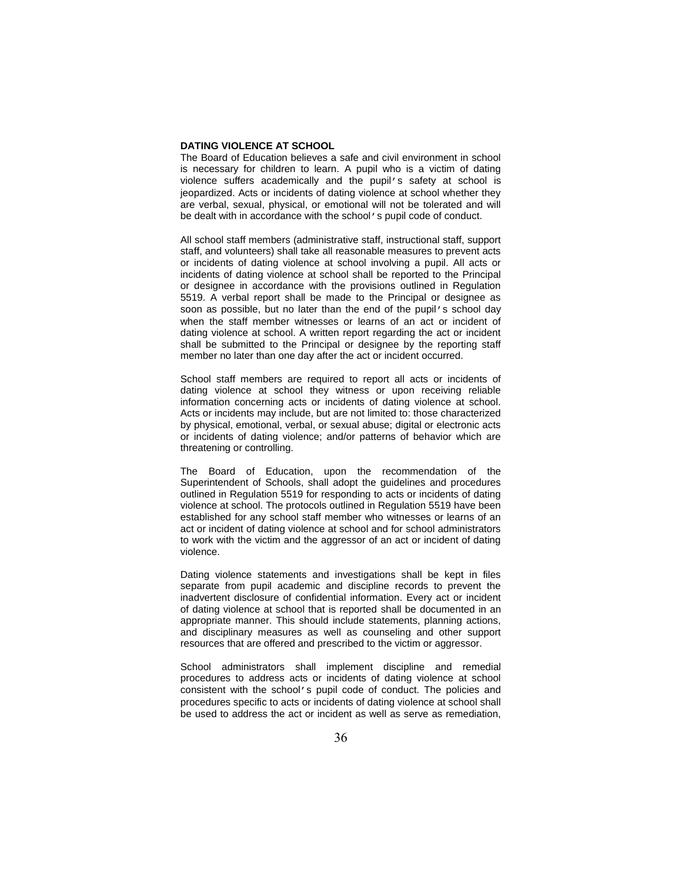**DATING VIOLENCE AT SCHOOL**

The Board of Education believes a safe and civil environment in school is necessary for children to learn. A pupil who is a victim of dating violence suffers academically and the pupil's safety at school is jeopardized. Acts or incidents of dating violence at school whether they are verbal, sexual, physical, or emotional will not be tolerated and will be dealt with in accordance with the school's pupil code of conduct.

All school staff members (administrative staff, instructional staff, support staff, and volunteers) shall take all reasonable measures to prevent acts or incidents of dating violence at school involving a pupil. All acts or incidents of dating violence at school shall be reported to the Principal or designee in accordance with the provisions outlined in Regulation 5519. A verbal report shall be made to the Principal or designee as soon as possible, but no later than the end of the pupil's school day when the staff member witnesses or learns of an act or incident of dating violence at school. A written report regarding the act or incident shall be submitted to the Principal or designee by the reporting staff member no later than one day after the act or incident occurred.

School staff members are required to report all acts or incidents of dating violence at school they witness or upon receiving reliable information concerning acts or incidents of dating violence at school. Acts or incidents may include, but are not limited to: those characterized by physical, emotional, verbal, or sexual abuse; digital or electronic acts or incidents of dating violence; and/or patterns of behavior which are threatening or controlling.

The Board of Education, upon the recommendation of the Superintendent of Schools, shall adopt the guidelines and procedures outlined in Regulation 5519 for responding to acts or incidents of dating violence at school. The protocols outlined in Regulation 5519 have been established for any school staff member who witnesses or learns of an act or incident of dating violence at school and for school administrators to work with the victim and the aggressor of an act or incident of dating violence.

Dating violence statements and investigations shall be kept in files separate from pupil academic and discipline records to prevent the inadvertent disclosure of confidential information. Every act or incident of dating violence at school that is reported shall be documented in an appropriate manner. This should include statements, planning actions, and disciplinary measures as well as counseling and other support resources that are offered and prescribed to the victim or aggressor.

School administrators shall implement discipline and remedial procedures to address acts or incidents of dating violence at school consistent with the school's pupil code of conduct. The policies and procedures specific to acts or incidents of dating violence at school shall be used to address the act or incident as well as serve as remediation,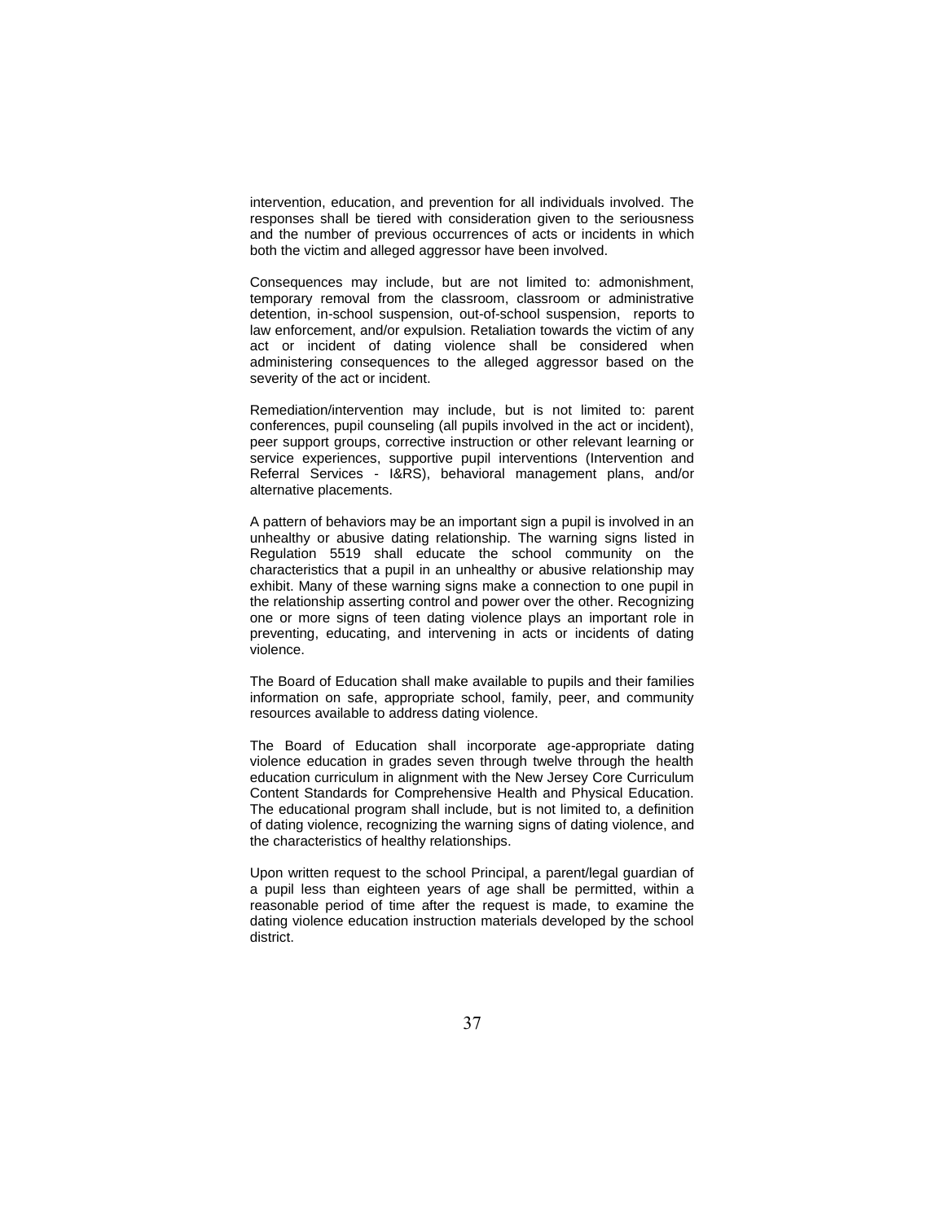intervention, education, and prevention for all individuals involved. The responses shall be tiered with consideration given to the seriousness and the number of previous occurrences of acts or incidents in which both the victim and alleged aggressor have been involved.

Consequences may include, but are not limited to: admonishment, temporary removal from the classroom, classroom or administrative detention, in-school suspension, out-of-school suspension, reports to law enforcement, and/or expulsion. Retaliation towards the victim of any act or incident of dating violence shall be considered when administering consequences to the alleged aggressor based on the severity of the act or incident.

Remediation/intervention may include, but is not limited to: parent conferences, pupil counseling (all pupils involved in the act or incident), peer support groups, corrective instruction or other relevant learning or service experiences, supportive pupil interventions (Intervention and Referral Services - I&RS), behavioral management plans, and/or alternative placements.

A pattern of behaviors may be an important sign a pupil is involved in an unhealthy or abusive dating relationship. The warning signs listed in Regulation 5519 shall educate the school community on the characteristics that a pupil in an unhealthy or abusive relationship may exhibit. Many of these warning signs make a connection to one pupil in the relationship asserting control and power over the other. Recognizing one or more signs of teen dating violence plays an important role in preventing, educating, and intervening in acts or incidents of dating violence.

The Board of Education shall make available to pupils and their families information on safe, appropriate school, family, peer, and community resources available to address dating violence.

The Board of Education shall incorporate age-appropriate dating violence education in grades seven through twelve through the health education curriculum in alignment with the New Jersey Core Curriculum Content Standards for Comprehensive Health and Physical Education. The educational program shall include, but is not limited to, a definition of dating violence, recognizing the warning signs of dating violence, and the characteristics of healthy relationships.

Upon written request to the school Principal, a parent/legal guardian of a pupil less than eighteen years of age shall be permitted, within a reasonable period of time after the request is made, to examine the dating violence education instruction materials developed by the school district.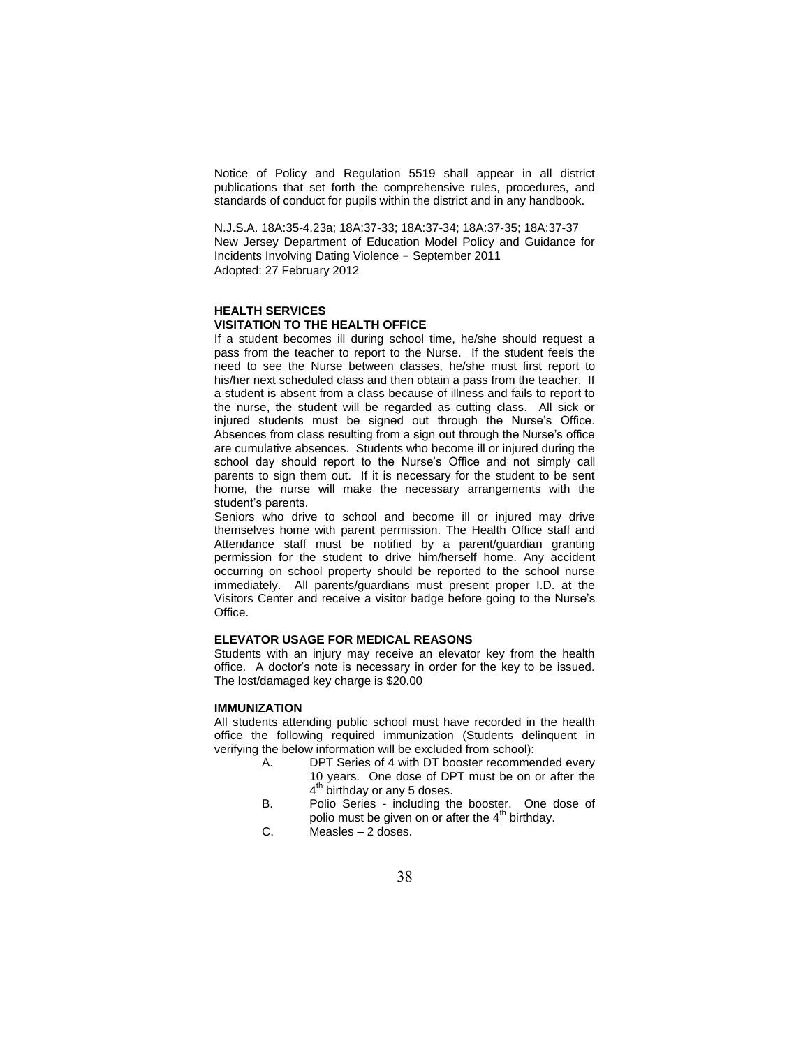Notice of Policy and Regulation 5519 shall appear in all district publications that set forth the comprehensive rules, procedures, and standards of conduct for pupils within the district and in any handbook.

N.J.S.A. 18A:35-4.23a; 18A:37-33; 18A:37-34; 18A:37-35; 18A:37-37
New Jersey Department of Education Model Policy and Guidance for Incidents Involving Dating Violence – September 2011
Adopted: 27 February 2012

## HEALTH SERVICES

### VISITATION TO THE HEALTH OFFICE

If a student becomes ill during school time, he/she should request a pass from the teacher to report to the Nurse. If the student feels the need to see the Nurse between classes, he/she must first report to his/her next scheduled class and then obtain a pass from the teacher. If a student is absent from a class because of illness and fails to report to the nurse, the student will be regarded as cutting class. All sick or injured students must be signed out through the Nurse's Office. Absences from class resulting from a sign out through the Nurse's office are cumulative absences. Students who become ill or injured during the school day should report to the Nurse's Office and not simply call parents to sign them out. If it is necessary for the student to be sent home, the nurse will make the necessary arrangements with the student's parents.

Seniors who drive to school and become ill or injured may drive themselves home with parent permission. The Health Office staff and Attendance staff must be notified by a parent/guardian granting permission for the student to drive him/herself home. Any accident occurring on school property should be reported to the school nurse immediately. All parents/guardians must present proper I.D. at the Visitors Center and receive a visitor badge before going to the Nurse's Office.

### ELEVATOR USAGE FOR MEDICAL REASONS

Students with an injury may receive an elevator key from the health office. A doctor's note is necessary in order for the key to be issued. The lost/damaged key charge is $20.00

### IMMUNIZATION

All students attending public school must have recorded in the health office the following required immunization (Students delinquent in verifying the below information will be excluded from school):

A. DPT Series of 4 with DT booster recommended every 10 years. One dose of DPT must be on or after the 4th birthday or any 5 doses.

B. Polio Series - including the booster. One dose of polio must be given on or after the 4th birthday.

C. Measles – 2 doses.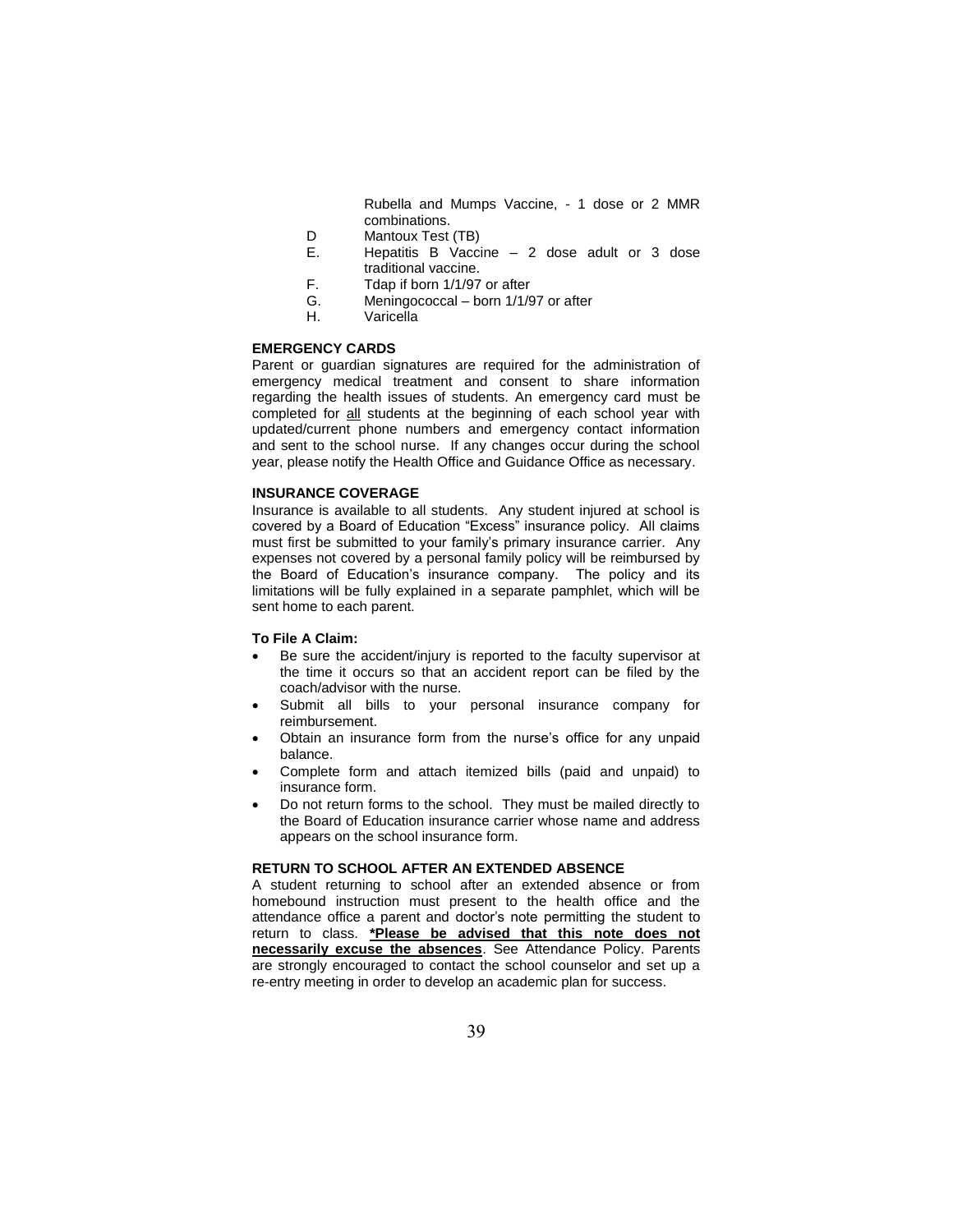Rubella and Mumps Vaccine, - 1 dose or 2 MMR combinations.

D Mantoux Test (TB)

E. Hepatitis B Vaccine – 2 dose adult or 3 dose traditional vaccine.

F. Tdap if born 1/1/97 or after

G. Meningococcal – born 1/1/97 or after

H. Varicella

**EMERGENCY CARDS**

Parent or guardian signatures are required for the administration of emergency medical treatment and consent to share information regarding the health issues of students. An emergency card must be completed for <u>all</u> students at the beginning of each school year with updated/current phone numbers and emergency contact information and sent to the school nurse. If any changes occur during the school year, please notify the Health Office and Guidance Office as necessary.

**INSURANCE COVERAGE**

Insurance is available to all students. Any student injured at school is covered by a Board of Education "Excess" insurance policy. All claims must first be submitted to your family's primary insurance carrier. Any expenses not covered by a personal family policy will be reimbursed by the Board of Education's insurance company. The policy and its limitations will be fully explained in a separate pamphlet, which will be sent home to each parent.

**To File A Claim:**

- Be sure the accident/injury is reported to the faculty supervisor at the time it occurs so that an accident report can be filed by the coach/advisor with the nurse.
- Submit all bills to your personal insurance company for reimbursement.
- Obtain an insurance form from the nurse's office for any unpaid balance.
- Complete form and attach itemized bills (paid and unpaid) to insurance form.
- Do not return forms to the school. They must be mailed directly to the Board of Education insurance carrier whose name and address appears on the school insurance form.

**RETURN TO SCHOOL AFTER AN EXTENDED ABSENCE**

A student returning to school after an extended absence or from homebound instruction must present to the health office and the attendance office a parent and doctor's note permitting the student to return to class. **<u>*Please be advised that this note does not necessarily excuse the absences</u>**. See Attendance Policy. Parents are strongly encouraged to contact the school counselor and set up a re-entry meeting in order to develop an academic plan for success.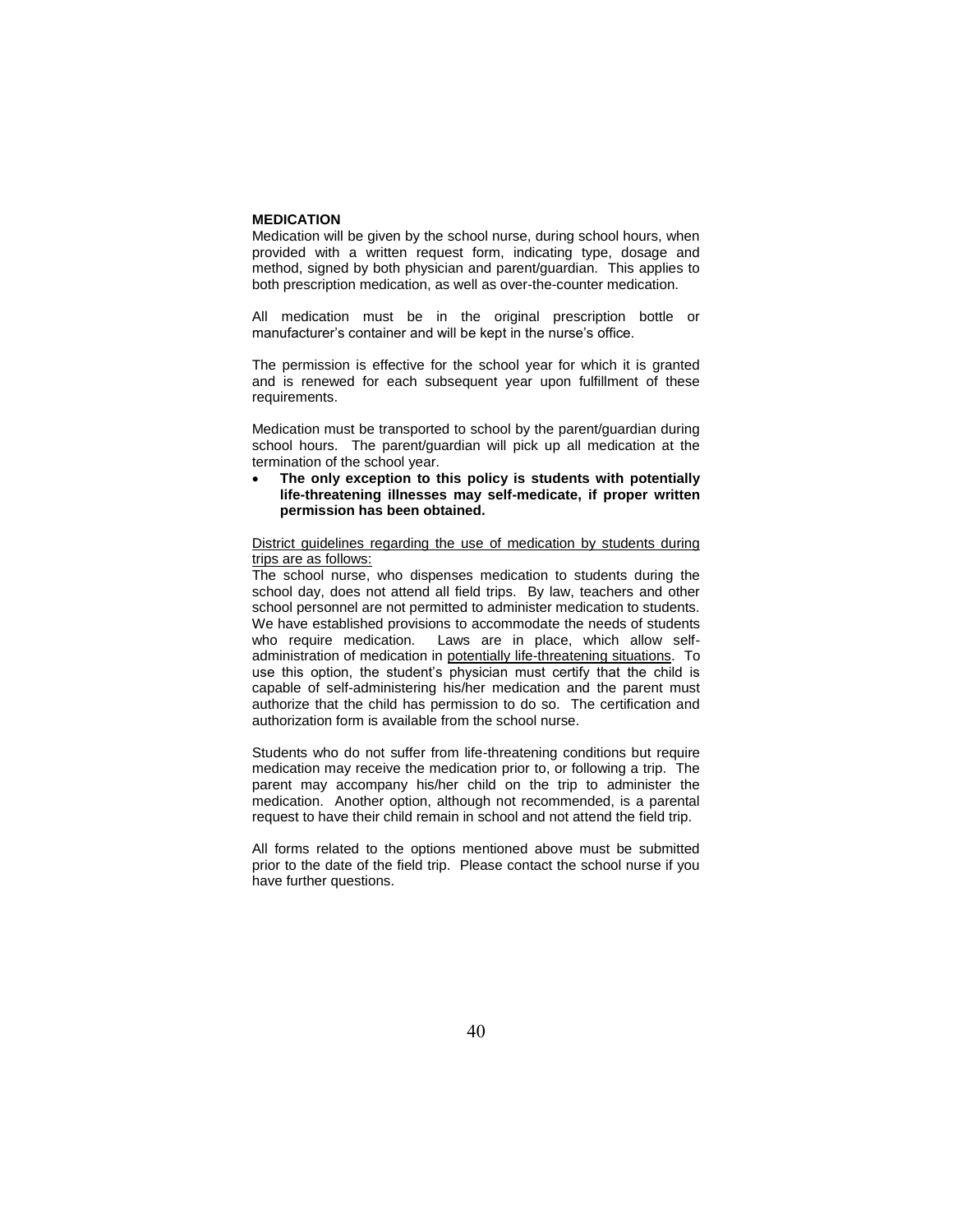## MEDICATION

Medication will be given by the school nurse, during school hours, when provided with a written request form, indicating type, dosage and method, signed by both physician and parent/guardian. This applies to both prescription medication, as well as over-the-counter medication.

All medication must be in the original prescription bottle or manufacturer's container and will be kept in the nurse's office.

The permission is effective for the school year for which it is granted and is renewed for each subsequent year upon fulfillment of these requirements.

Medication must be transported to school by the parent/guardian during school hours. The parent/guardian will pick up all medication at the termination of the school year.

- **The only exception to this policy is students with potentially life-threatening illnesses may self-medicate, if proper written permission has been obtained.**

<u>District guidelines regarding the use of medication by students during trips are as follows:</u>

The school nurse, who dispenses medication to students during the school day, does not attend all field trips. By law, teachers and other school personnel are not permitted to administer medication to students. We have established provisions to accommodate the needs of students who require medication. Laws are in place, which allow self-administration of medication in <u>potentially life-threatening situations</u>. To use this option, the student's physician must certify that the child is capable of self-administering his/her medication and the parent must authorize that the child has permission to do so. The certification and authorization form is available from the school nurse.

Students who do not suffer from life-threatening conditions but require medication may receive the medication prior to, or following a trip. The parent may accompany his/her child on the trip to administer the medication. Another option, although not recommended, is a parental request to have their child remain in school and not attend the field trip.

All forms related to the options mentioned above must be submitted prior to the date of the field trip. Please contact the school nurse if you have further questions.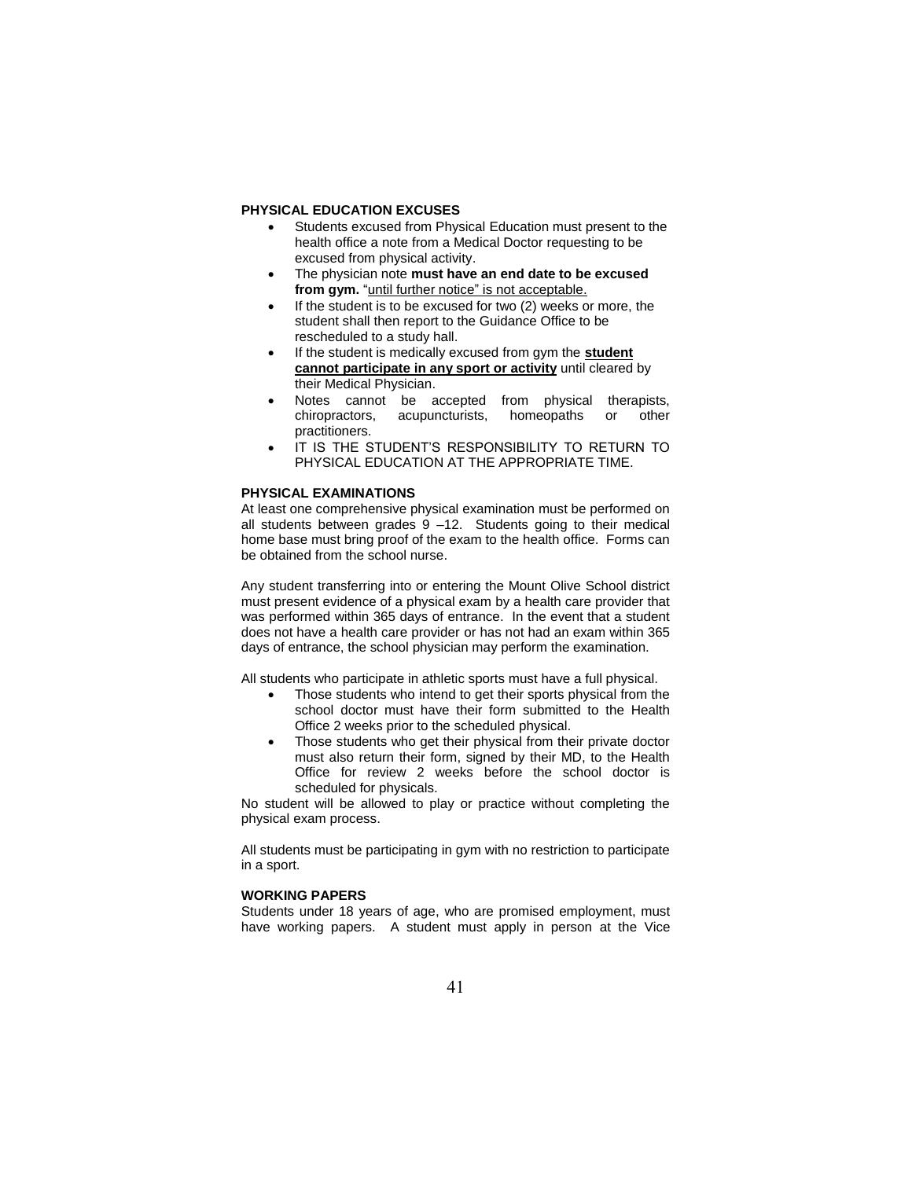**PHYSICAL EDUCATION EXCUSES**

- Students excused from Physical Education must present to the health office a note from a Medical Doctor requesting to be excused from physical activity.
- The physician note **must have an end date to be excused from gym.** "until further notice" is not acceptable.
- If the student is to be excused for two (2) weeks or more, the student shall then report to the Guidance Office to be rescheduled to a study hall.
- If the student is medically excused from gym the **student cannot participate in any sport or activity** until cleared by their Medical Physician.
- Notes cannot be accepted from physical therapists, chiropractors, acupuncturists, homeopaths or other practitioners.
- IT IS THE STUDENT'S RESPONSIBILITY TO RETURN TO PHYSICAL EDUCATION AT THE APPROPRIATE TIME.

**PHYSICAL EXAMINATIONS**

At least one comprehensive physical examination must be performed on all students between grades 9 –12. Students going to their medical home base must bring proof of the exam to the health office. Forms can be obtained from the school nurse.

Any student transferring into or entering the Mount Olive School district must present evidence of a physical exam by a health care provider that was performed within 365 days of entrance. In the event that a student does not have a health care provider or has not had an exam within 365 days of entrance, the school physician may perform the examination.

All students who participate in athletic sports must have a full physical.

- Those students who intend to get their sports physical from the school doctor must have their form submitted to the Health Office 2 weeks prior to the scheduled physical.
- Those students who get their physical from their private doctor must also return their form, signed by their MD, to the Health Office for review 2 weeks before the school doctor is scheduled for physicals.

No student will be allowed to play or practice without completing the physical exam process.

All students must be participating in gym with no restriction to participate in a sport.

**WORKING PAPERS**

Students under 18 years of age, who are promised employment, must have working papers. A student must apply in person at the Vice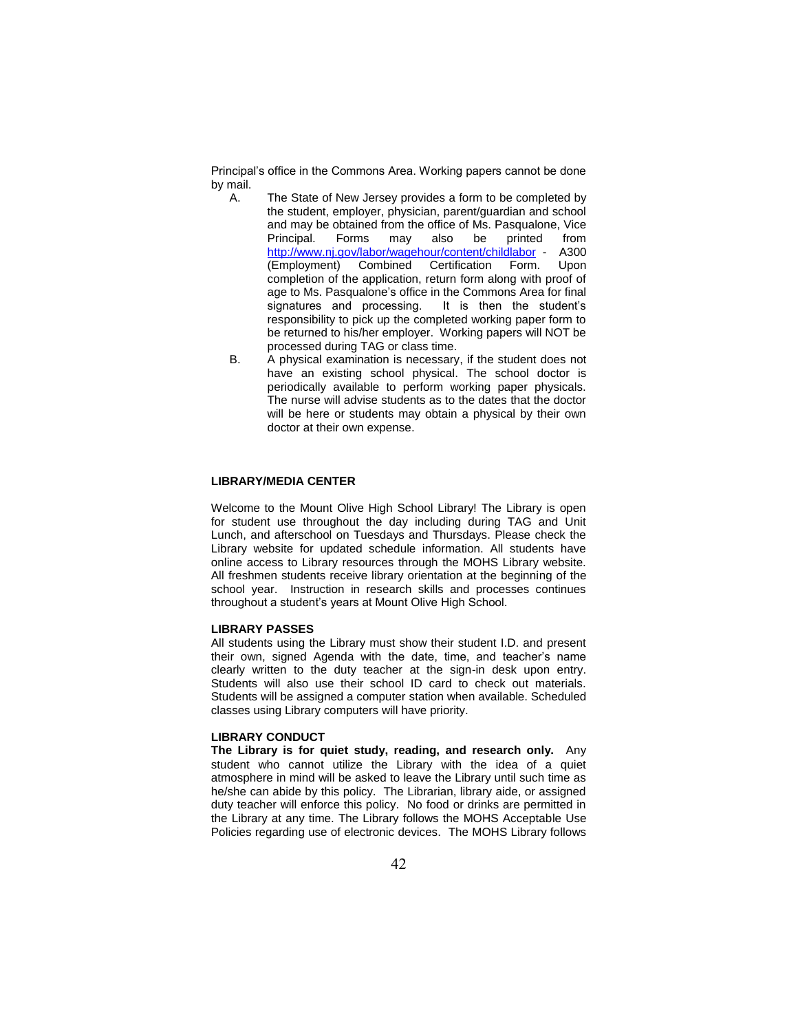Principal's office in the Commons Area. Working papers cannot be done by mail.

A. The State of New Jersey provides a form to be completed by the student, employer, physician, parent/guardian and school and may be obtained from the office of Ms. Pasqualone, Vice Principal. Forms may also be printed from http://www.nj.gov/labor/wagehour/content/childlabor - A300 (Employment) Combined Certification Form. Upon completion of the application, return form along with proof of age to Ms. Pasqualone's office in the Commons Area for final signatures and processing. It is then the student's responsibility to pick up the completed working paper form to be returned to his/her employer. Working papers will NOT be processed during TAG or class time.

B. A physical examination is necessary, if the student does not have an existing school physical. The school doctor is periodically available to perform working paper physicals. The nurse will advise students as to the dates that the doctor will be here or students may obtain a physical by their own doctor at their own expense.

## LIBRARY/MEDIA CENTER

Welcome to the Mount Olive High School Library! The Library is open for student use throughout the day including during TAG and Unit Lunch, and afterschool on Tuesdays and Thursdays. Please check the Library website for updated schedule information. All students have online access to Library resources through the MOHS Library website. All freshmen students receive library orientation at the beginning of the school year. Instruction in research skills and processes continues throughout a student's years at Mount Olive High School.

### LIBRARY PASSES

All students using the Library must show their student I.D. and present their own, signed Agenda with the date, time, and teacher's name clearly written to the duty teacher at the sign-in desk upon entry. Students will also use their school ID card to check out materials. Students will be assigned a computer station when available. Scheduled classes using Library computers will have priority.

### LIBRARY CONDUCT

**The Library is for quiet study, reading, and research only.** Any student who cannot utilize the Library with the idea of a quiet atmosphere in mind will be asked to leave the Library until such time as he/she can abide by this policy. The Librarian, library aide, or assigned duty teacher will enforce this policy. No food or drinks are permitted in the Library at any time. The Library follows the MOHS Acceptable Use Policies regarding use of electronic devices. The MOHS Library follows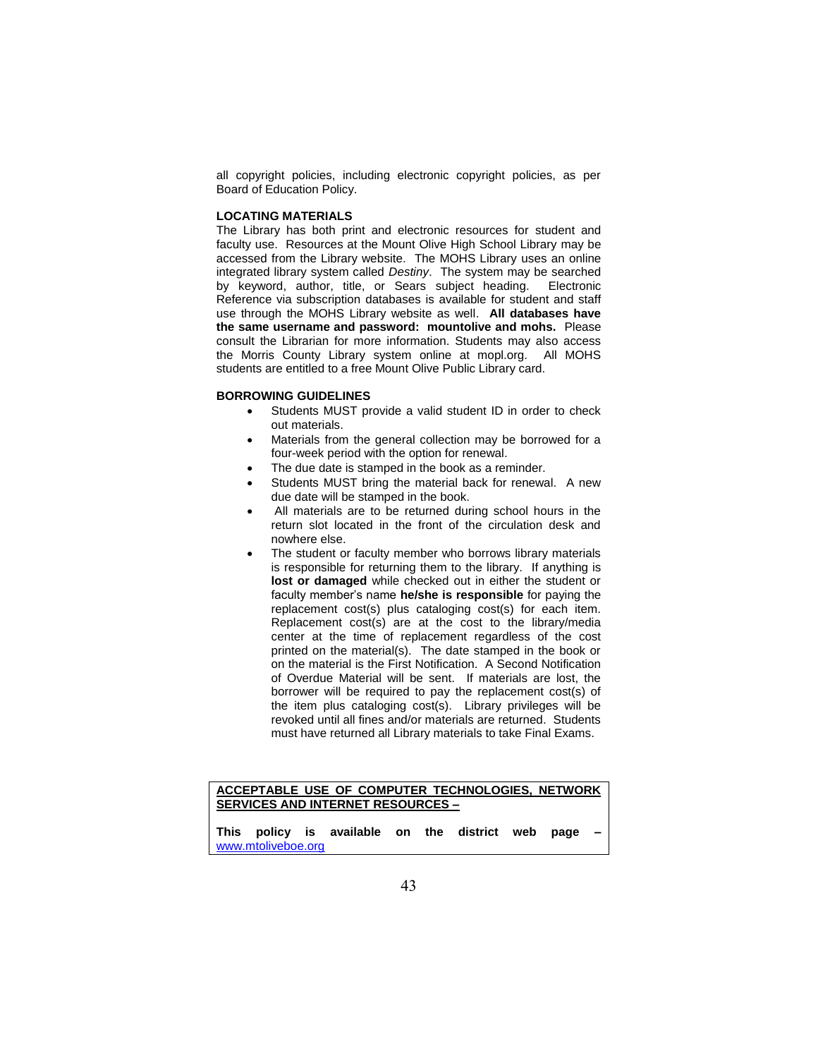all copyright policies, including electronic copyright policies, as per Board of Education Policy.

**LOCATING MATERIALS**

The Library has both print and electronic resources for student and faculty use. Resources at the Mount Olive High School Library may be accessed from the Library website. The MOHS Library uses an online integrated library system called *Destiny*. The system may be searched by keyword, author, title, or Sears subject heading. Electronic Reference via subscription databases is available for student and staff use through the MOHS Library website as well. **All databases have the same username and password: mountolive and mohs.** Please consult the Librarian for more information. Students may also access the Morris County Library system online at mopl.org. All MOHS students are entitled to a free Mount Olive Public Library card.

**BORROWING GUIDELINES**

- Students MUST provide a valid student ID in order to check out materials.
- Materials from the general collection may be borrowed for a four-week period with the option for renewal.
- The due date is stamped in the book as a reminder.
- Students MUST bring the material back for renewal. A new due date will be stamped in the book.
- All materials are to be returned during school hours in the return slot located in the front of the circulation desk and nowhere else.
- The student or faculty member who borrows library materials is responsible for returning them to the library. If anything is **lost or damaged** while checked out in either the student or faculty member's name **he/she is responsible** for paying the replacement cost(s) plus cataloging cost(s) for each item. Replacement cost(s) are at the cost to the library/media center at the time of replacement regardless of the cost printed on the material(s). The date stamped in the book or on the material is the First Notification. A Second Notification of Overdue Material will be sent. If materials are lost, the borrower will be required to pay the replacement cost(s) of the item plus cataloging cost(s). Library privileges will be revoked until all fines and/or materials are returned. Students must have returned all Library materials to take Final Exams.

**ACCEPTABLE USE OF COMPUTER TECHNOLOGIES, NETWORK SERVICES AND INTERNET RESOURCES –**

**This policy is available on the district web page –** www.mtoliveboe.org